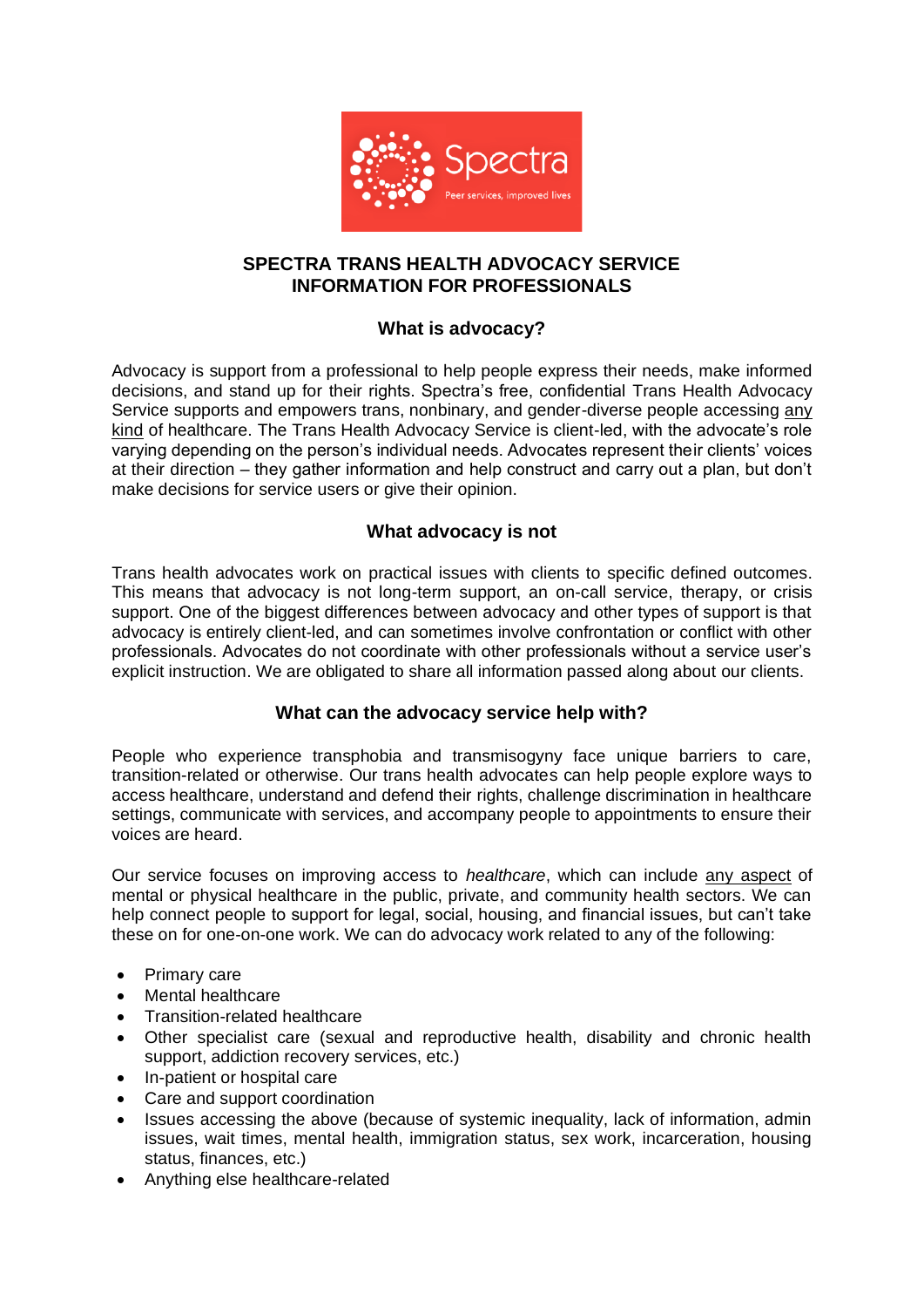# SPECTRA TRANS HEALTH ADVOCACY SERVICE
# INFORMATION FOR PROFESSIONALS

## What is advocacy?

Advocacy is support from a professional to help people express their needs, make informed decisions, and stand up for their rights. Spectra's free, confidential Trans Health Advocacy Service supports and empowers trans, nonbinary, and gender-diverse people accessing any kind of healthcare. The Trans Health Advocacy Service is client-led, with the advocate's role varying depending on the person's individual needs. Advocates represent their clients' voices at their direction – they gather information and help construct and carry out a plan, but don't make decisions for service users or give their opinion.

## What advocacy is not

Trans health advocates work on practical issues with clients to specific defined outcomes. This means that advocacy is not long-term support, an on-call service, therapy, or crisis support. One of the biggest differences between advocacy and other types of support is that advocacy is entirely client-led, and can sometimes involve confrontation or conflict with other professionals. Advocates do not coordinate with other professionals without a service user's explicit instruction. We are obligated to share all information passed along about our clients.

## What can the advocacy service help with?

People who experience transphobia and transmisogyny face unique barriers to care, transition-related or otherwise. Our trans health advocates can help people explore ways to access healthcare, understand and defend their rights, challenge discrimination in healthcare settings, communicate with services, and accompany people to appointments to ensure their voices are heard.

Our service focuses on improving access to *healthcare*, which can include any aspect of mental or physical healthcare in the public, private, and community health sectors. We can help connect people to support for legal, social, housing, and financial issues, but can't take these on for one-on-one work. We can do advocacy work related to any of the following:

- Primary care
- Mental healthcare
- Transition-related healthcare
- Other specialist care (sexual and reproductive health, disability and chronic health support, addiction recovery services, etc.)
- In-patient or hospital care
- Care and support coordination
- Issues accessing the above (because of systemic inequality, lack of information, admin issues, wait times, mental health, immigration status, sex work, incarceration, housing status, finances, etc.)
- Anything else healthcare-related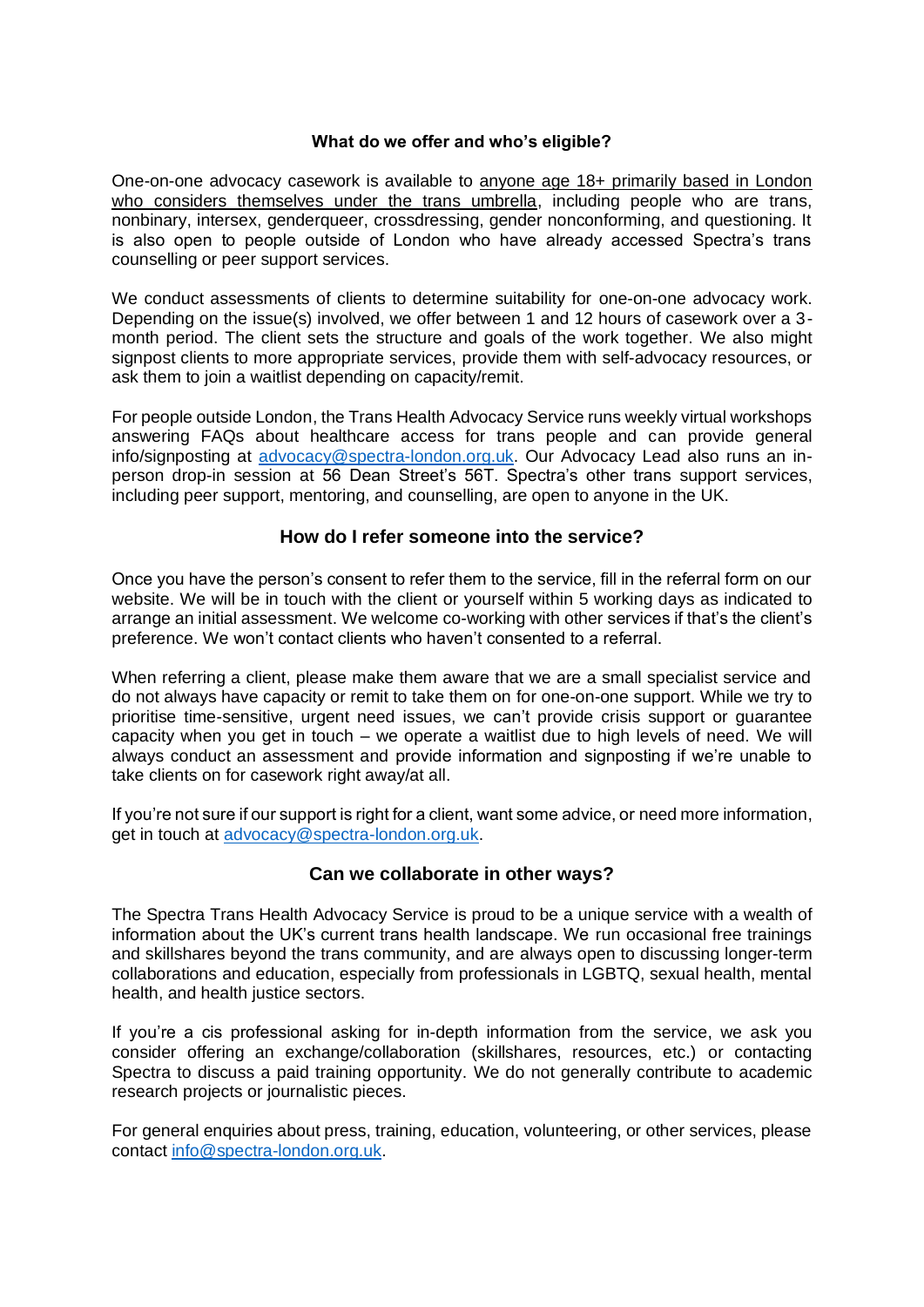## What do we offer and who's eligible?

One-on-one advocacy casework is available to anyone age 18+ primarily based in London who considers themselves under the trans umbrella, including people who are trans, nonbinary, intersex, genderqueer, crossdressing, gender nonconforming, and questioning. It is also open to people outside of London who have already accessed Spectra's trans counselling or peer support services.

We conduct assessments of clients to determine suitability for one-on-one advocacy work. Depending on the issue(s) involved, we offer between 1 and 12 hours of casework over a 3-month period. The client sets the structure and goals of the work together. We also might signpost clients to more appropriate services, provide them with self-advocacy resources, or ask them to join a waitlist depending on capacity/remit.

For people outside London, the Trans Health Advocacy Service runs weekly virtual workshops answering FAQs about healthcare access for trans people and can provide general info/signposting at advocacy@spectra-london.org.uk. Our Advocacy Lead also runs an in-person drop-in session at 56 Dean Street's 56T. Spectra's other trans support services, including peer support, mentoring, and counselling, are open to anyone in the UK.

## How do I refer someone into the service?

Once you have the person's consent to refer them to the service, fill in the referral form on our website. We will be in touch with the client or yourself within 5 working days as indicated to arrange an initial assessment. We welcome co-working with other services if that's the client's preference. We won't contact clients who haven't consented to a referral.

When referring a client, please make them aware that we are a small specialist service and do not always have capacity or remit to take them on for one-on-one support. While we try to prioritise time-sensitive, urgent need issues, we can't provide crisis support or guarantee capacity when you get in touch – we operate a waitlist due to high levels of need. We will always conduct an assessment and provide information and signposting if we're unable to take clients on for casework right away/at all.

If you're not sure if our support is right for a client, want some advice, or need more information, get in touch at advocacy@spectra-london.org.uk.

## Can we collaborate in other ways?

The Spectra Trans Health Advocacy Service is proud to be a unique service with a wealth of information about the UK's current trans health landscape. We run occasional free trainings and skillshares beyond the trans community, and are always open to discussing longer-term collaborations and education, especially from professionals in LGBTQ, sexual health, mental health, and health justice sectors.

If you're a cis professional asking for in-depth information from the service, we ask you consider offering an exchange/collaboration (skillshares, resources, etc.) or contacting Spectra to discuss a paid training opportunity. We do not generally contribute to academic research projects or journalistic pieces.

For general enquiries about press, training, education, volunteering, or other services, please contact info@spectra-london.org.uk.